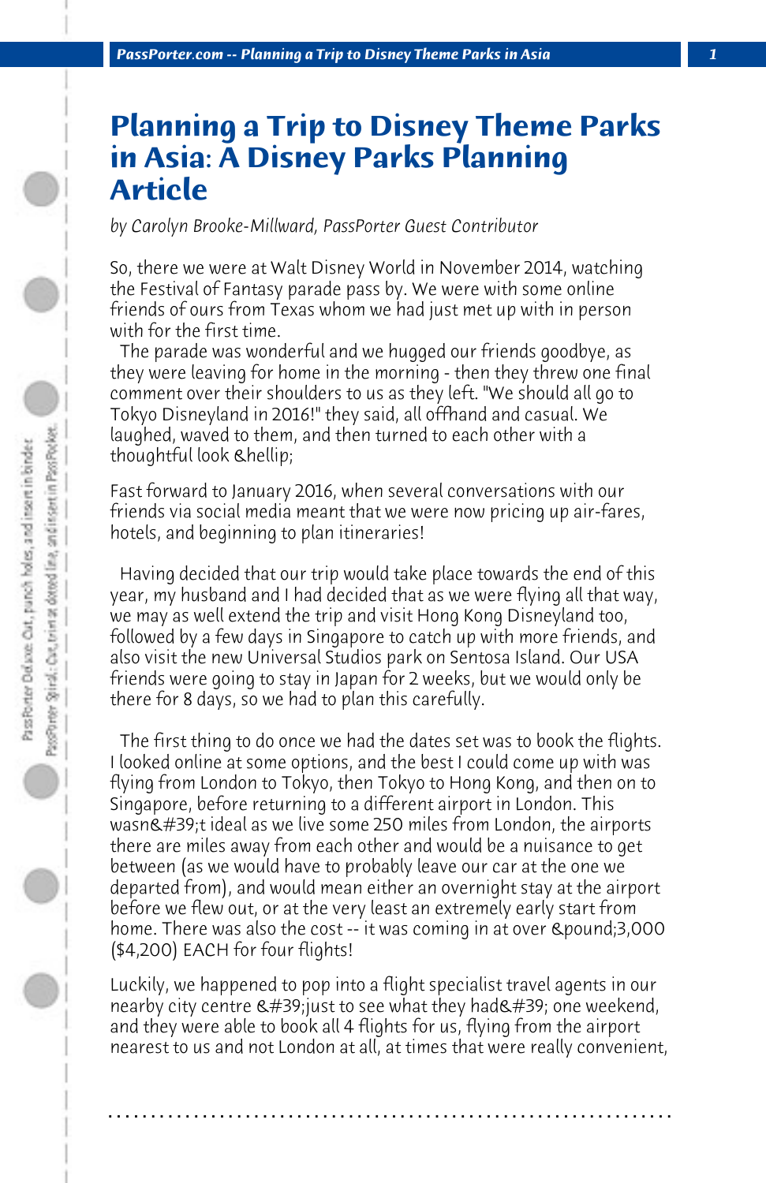# Planning a Trip to Disney Theme Parks in Asia: A Disney Parks Planning Article

*by Carolyn Brooke-Millward, PassPorter Guest Contributor*

So, there we were at Walt Disney World in November 2014, watching the Festival of Fantasy parade pass by. We were with some online friends of ours from Texas whom we had just met up with in person with for the first time.

The parade was wonderful and we hugged our friends goodbye, as they were leaving for home in the morning - then they threw one final comment over their shoulders to us as they left. "We should all go to Tokyo Disneyland in 2016!" they said, all offhand and casual. We laughed, waved to them, and then turned to each other with a thoughtful look &hellip;

Fast forward to January 2016, when several conversations with our friends via social media meant that we were now pricing up air-fares, hotels, and beginning to plan itineraries!

Having decided that our trip would take place towards the end of this year, my husband and I had decided that as we were flying all that way, we may as well extend the trip and visit Hong Kong Disneyland too, followed by a few days in Singapore to catch up with more friends, and also visit the new Universal Studios park on Sentosa Island. Our USA friends were going to stay in Japan for 2 weeks, but we would only be there for 8 days, so we had to plan this carefully.

The first thing to do once we had the dates set was to book the flights. I looked online at some options, and the best I could come up with was flying from London to Tokyo, then Tokyo to Hong Kong, and then on to Singapore, before returning to a different airport in London. This wasn&#39;t ideal as we live some 250 miles from London, the airports there are miles away from each other and would be a nuisance to get between (as we would have to probably leave our car at the one we departed from), and would mean either an overnight stay at the airport before we flew out, or at the very least an extremely early start from home. There was also the cost -- it was coming in at over &pound;3,000 ($4,200) EACH for four flights!

Luckily, we happened to pop into a flight specialist travel agents in our nearby city centre &#39;just to see what they had&#39; one weekend, and they were able to book all 4 flights for us, flying from the airport nearest to us and not London at all, at times that were really convenient,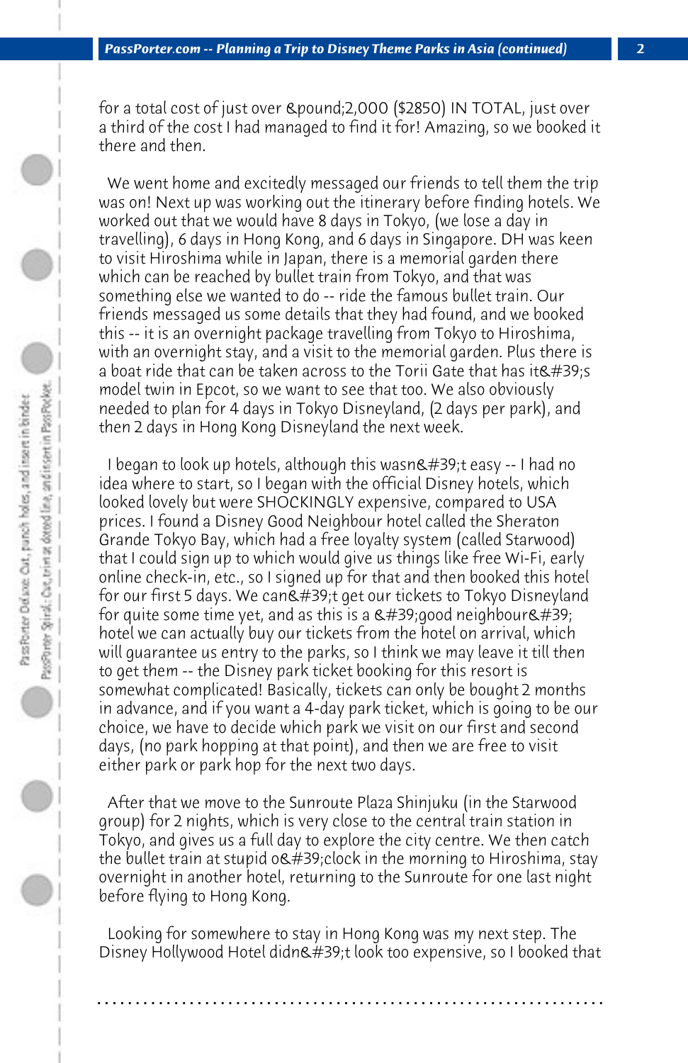for a total cost of just over &pound;2,000 ($2850) IN TOTAL, just over a third of the cost I had managed to find it for! Amazing, so we booked it there and then.

We went home and excitedly messaged our friends to tell them the trip was on! Next up was working out the itinerary before finding hotels. We worked out that we would have 8 days in Tokyo, (we lose a day in travelling), 6 days in Hong Kong, and 6 days in Singapore. DH was keen to visit Hiroshima while in Japan, there is a memorial garden there which can be reached by bullet train from Tokyo, and that was something else we wanted to do -- ride the famous bullet train. Our friends messaged us some details that they had found, and we booked this -- it is an overnight package travelling from Tokyo to Hiroshima, with an overnight stay, and a visit to the memorial garden. Plus there is a boat ride that can be taken across to the Torii Gate that has it&#39;s model twin in Epcot, so we want to see that too. We also obviously needed to plan for 4 days in Tokyo Disneyland, (2 days per park), and then 2 days in Hong Kong Disneyland the next week.

I began to look up hotels, although this wasn&#39;t easy -- I had no idea where to start, so I began with the official Disney hotels, which looked lovely but were SHOCKINGLY expensive, compared to USA prices. I found a Disney Good Neighbour hotel called the Sheraton Grande Tokyo Bay, which had a free loyalty system (called Starwood) that I could sign up to which would give us things like free Wi-Fi, early online check-in, etc., so I signed up for that and then booked this hotel for our first 5 days. We can&#39;t get our tickets to Tokyo Disneyland for quite some time yet, and as this is a &#39;good neighbour&#39; hotel we can actually buy our tickets from the hotel on arrival, which will guarantee us entry to the parks, so I think we may leave it till then to get them -- the Disney park ticket booking for this resort is somewhat complicated! Basically, tickets can only be bought 2 months in advance, and if you want a 4-day park ticket, which is going to be our choice, we have to decide which park we visit on our first and second days, (no park hopping at that point), and then we are free to visit either park or park hop for the next two days.

After that we move to the Sunroute Plaza Shinjuku (in the Starwood group) for 2 nights, which is very close to the central train station in Tokyo, and gives us a full day to explore the city centre. We then catch the bullet train at stupid o&#39;clock in the morning to Hiroshima, stay overnight in another hotel, returning to the Sunroute for one last night before flying to Hong Kong.

Looking for somewhere to stay in Hong Kong was my next step. The Disney Hollywood Hotel didn&#39;t look too expensive, so I booked that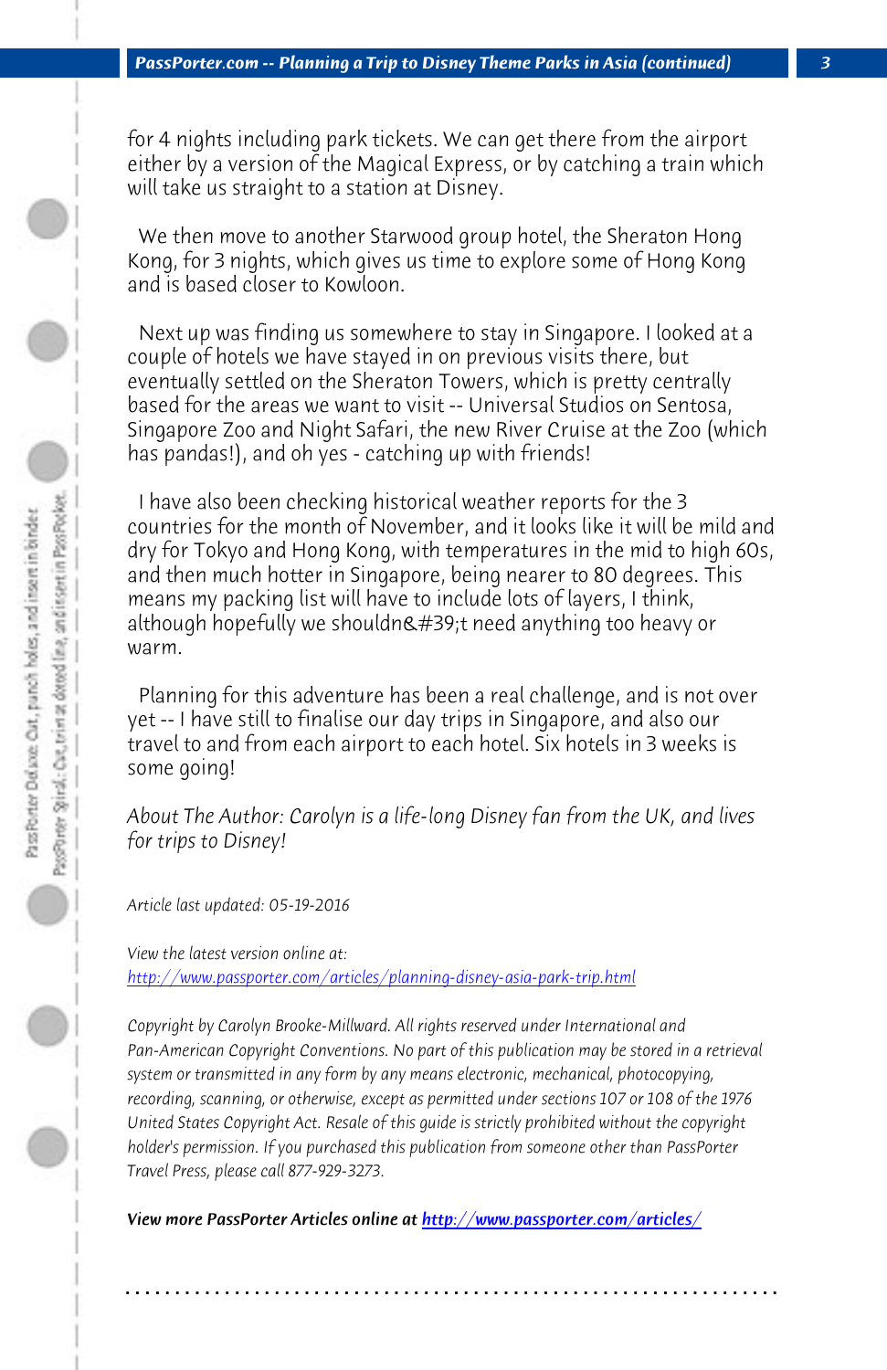for 4 nights including park tickets. We can get there from the airport either by a version of the Magical Express, or by catching a train which will take us straight to a station at Disney.

We then move to another Starwood group hotel, the Sheraton Hong Kong, for 3 nights, which gives us time to explore some of Hong Kong and is based closer to Kowloon.

Next up was finding us somewhere to stay in Singapore. I looked at a couple of hotels we have stayed in on previous visits there, but eventually settled on the Sheraton Towers, which is pretty centrally based for the areas we want to visit -- Universal Studios on Sentosa, Singapore Zoo and Night Safari, the new River Cruise at the Zoo (which has pandas!), and oh yes - catching up with friends!

I have also been checking historical weather reports for the 3 countries for the month of November, and it looks like it will be mild and dry for Tokyo and Hong Kong, with temperatures in the mid to high 60s, and then much hotter in Singapore, being nearer to 80 degrees. This means my packing list will have to include lots of layers, I think, although hopefully we shouldn&#39;t need anything too heavy or warm.

Planning for this adventure has been a real challenge, and is not over yet -- I have still to finalise our day trips in Singapore, and also our travel to and from each airport to each hotel. Six hotels in 3 weeks is some going!

*About The Author: Carolyn is a life-long Disney fan from the UK, and lives for trips to Disney!*

*Article last updated: 05-19-2016*

*View the latest version online at:*
*http://www.passporter.com/articles/planning-disney-asia-park-trip.html*

*Copyright by Carolyn Brooke-Millward. All rights reserved under International and Pan-American Copyright Conventions. No part of this publication may be stored in a retrieval system or transmitted in any form by any means electronic, mechanical, photocopying, recording, scanning, or otherwise, except as permitted under sections 107 or 108 of the 1976 United States Copyright Act. Resale of this guide is strictly prohibited without the copyright holder's permission. If you purchased this publication from someone other than PassPorter Travel Press, please call 877-929-3273.*

***View more PassPorter Articles online at http://www.passporter.com/articles/***